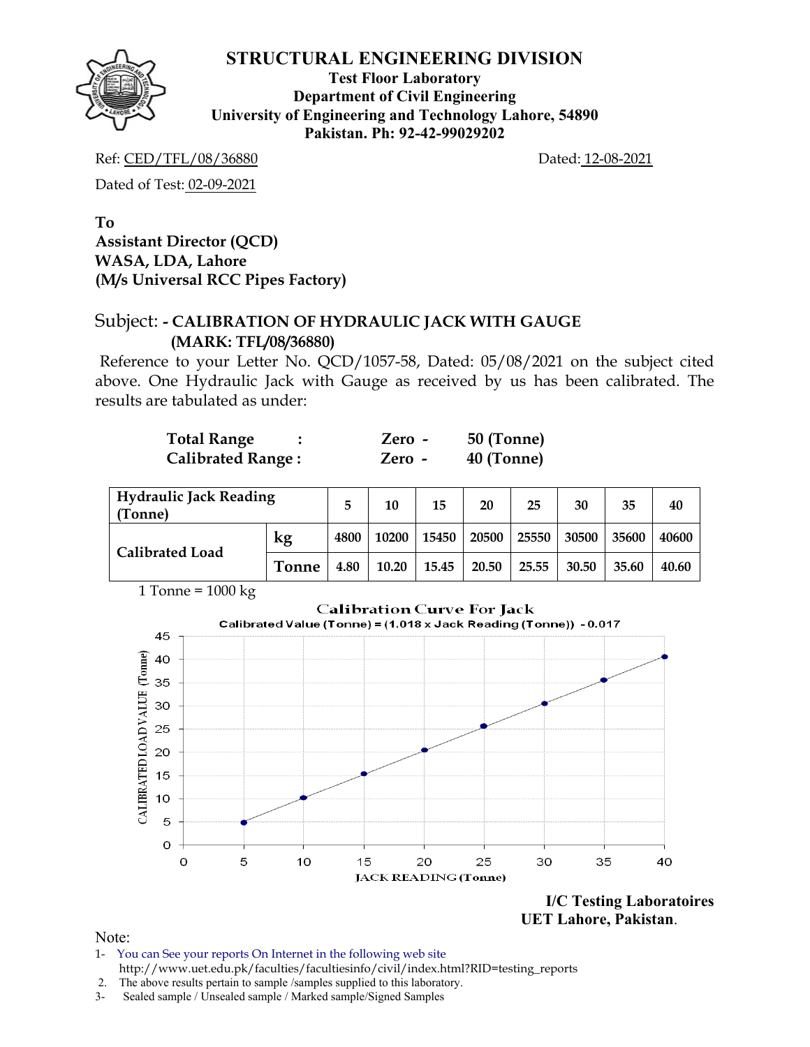# STRUCTURAL ENGINEERING DIVISION

**Test Floor Laboratory**
**Department of Civil Engineering**
**University of Engineering and Technology Lahore, 54890**
**Pakistan. Ph: 92-42-99029202**

Ref: CED/TFL/08/36880 Dated: 12-08-2021

Dated of Test: 02-09-2021

**To**
**Assistant Director (QCD)**
**WASA, LDA, Lahore**
**(M/s Universal RCC Pipes Factory)**

Subject: **- CALIBRATION OF HYDRAULIC JACK WITH GAUGE (MARK: TFL/08/36880)**

Reference to your Letter No. QCD/1057-58, Dated: 05/08/2021 on the subject cited above. One Hydraulic Jack with Gauge as received by us has been calibrated. The results are tabulated as under:

| | | | |
|---|---|---|---|
| **Total Range** | **:** | **Zero -** | **50 (Tonne)** |
| **Calibrated Range :** | | **Zero -** | **40 (Tonne)** |

| **Hydraulic Jack Reading (Tonne)** | | **5** | **10** | **15** | **20** | **25** | **30** | **35** | **40** |
|---|---|---|---|---|---|---|---|---|---|
| **Calibrated Load** | **kg** | **4800** | **10200** | **15450** | **20500** | **25550** | **30500** | **35600** | **40600** |
| | **Tonne** | **4.80** | **10.20** | **15.45** | **20.50** | **25.55** | **30.50** | **35.60** | **40.60** |

1 Tonne = 1000 kg

**Calibration Curve For Jack**

Calibrated Value (Tonne) = (1.018 x Jack Reading (Tonne)) - 0.017

**I/C Testing Laboratoires**
**UET Lahore, Pakistan**.

Note:

1- You can See your reports On Internet in the following web site
http://www.uet.edu.pk/faculties/facultiesinfo/civil/index.html?RID=testing_reports
2. The above results pertain to sample /samples supplied to this laboratory.
3- Sealed sample / Unsealed sample / Marked sample/Signed Samples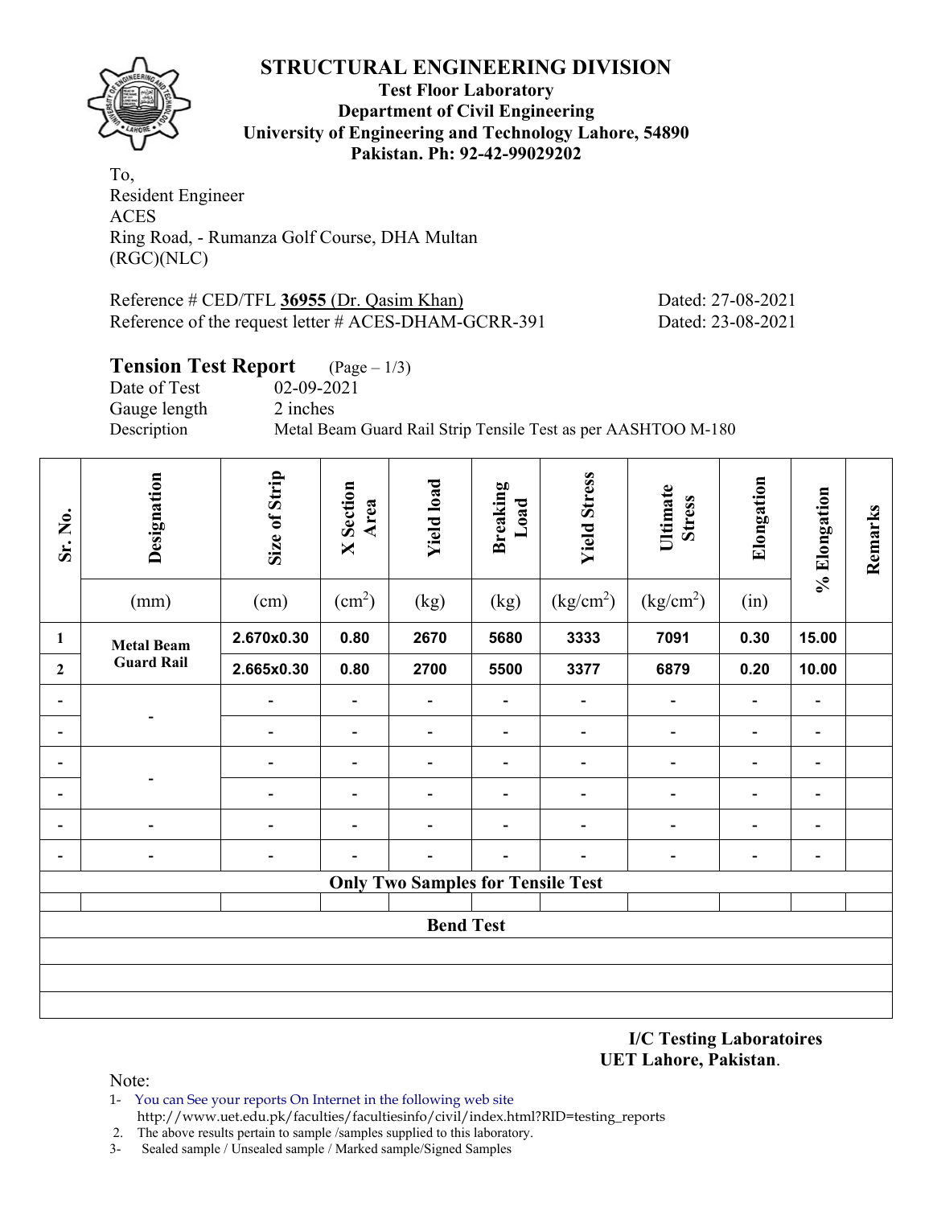# STRUCTURAL ENGINEERING DIVISION

**Test Floor Laboratory**
**Department of Civil Engineering**
**University of Engineering and Technology Lahore, 54890**
**Pakistan. Ph: 92-42-99029202**

To,
Resident Engineer
ACES
Ring Road, - Rumanza Golf Course, DHA Multan
(RGC)(NLC)

Reference # CED/TFL **36955** (Dr. Qasim Khan) Dated: 27-08-2021
Reference of the request letter # ACES-DHAM-GCRR-391 Dated: 23-08-2021

## Tension Test Report (Page – 1/3)

Date of Test 02-09-2021
Gauge length 2 inches
Description Metal Beam Guard Rail Strip Tensile Test as per AASHTOO M-180

| Sr. No. | Designation (mm) | Size of Strip (cm) | X Section Area ($cm^2$) | Yield load (kg) | Breaking Load (kg) | Yield Stress ($kg/cm^2$) | Ultimate Stress ($kg/cm^2$) | Elongation (in) | % Elongation | Remarks |
|---|---|---|---|---|---|---|---|---|---|---|
| **1** | **Metal Beam Guard Rail** | **2.670x0.30** | **0.80** | **2670** | **5680** | **3333** | **7091** | **0.30** | **15.00** | |
| **2** | | **2.665x0.30** | **0.80** | **2700** | **5500** | **3377** | **6879** | **0.20** | **10.00** | |
| - | - | - | - | - | - | - | - | - | - | |
| - | | - | - | - | - | - | - | - | - | |
| - | - | - | - | - | - | - | - | - | - | |
| - | | - | - | - | - | - | - | - | - | |
| - | - | - | - | - | - | - | - | - | - | |
| - | - | - | - | - | - | - | - | - | - | |
| **Only Two Samples for Tensile Test** | | | | | | | | | | |
| | | | | | | | | | | |
| **Bend Test** | | | | | | | | | | |
| | | | | | | | | | | |
| | | | | | | | | | | |
| | | | | | | | | | | |

**I/C Testing Laboratoires**
**UET Lahore, Pakistan**.

Note:
1- You can See your reports On Internet in the following web site
http://www.uet.edu.pk/faculties/facultiesinfo/civil/index.html?RID=testing_reports
2. The above results pertain to sample /samples supplied to this laboratory.
3- Sealed sample / Unsealed sample / Marked sample/Signed Samples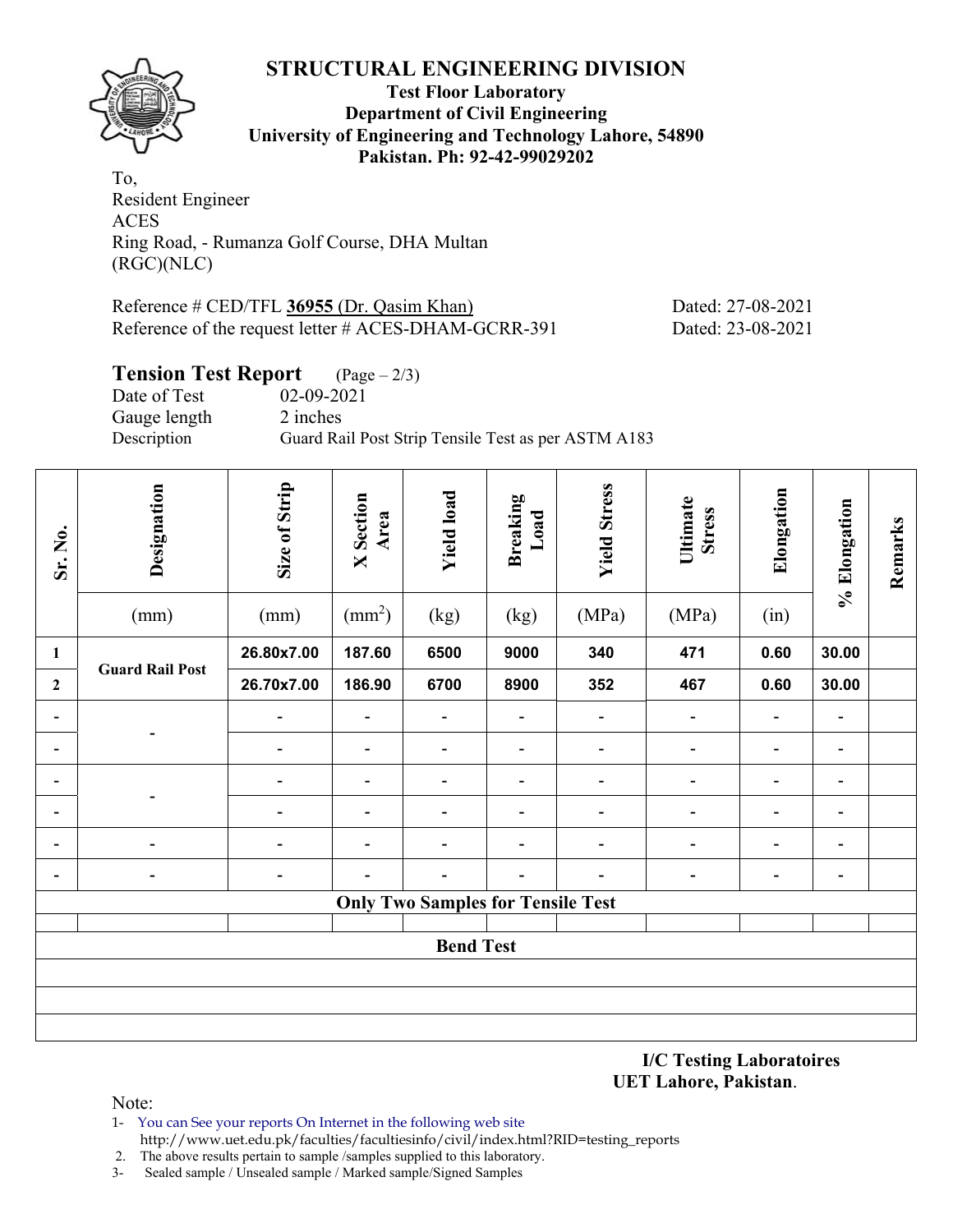# STRUCTURAL ENGINEERING DIVISION

**Test Floor Laboratory**
**Department of Civil Engineering**
**University of Engineering and Technology Lahore, 54890**
**Pakistan. Ph: 92-42-99029202**

To,
Resident Engineer
ACES
Ring Road, - Rumanza Golf Course, DHA Multan
(RGC)(NLC)

Reference # CED/TFL **36955** (Dr. Qasim Khan) Dated: 27-08-2021
Reference of the request letter # ACES-DHAM-GCRR-391 Dated: 23-08-2021

## Tension Test Report (Page – 2/3)

Date of Test 02-09-2021
Gauge length 2 inches
Description Guard Rail Post Strip Tensile Test as per ASTM A183

| Sr. No. | Designation | Size of Strip | X Section Area | Yield load | Breaking Load | Yield Stress | Ultimate Stress | Elongation | % Elongation | Remarks |
|---|---|---|---|---|---|---|---|---|---|---|
| | (mm) | (mm) | (mm$^2$) | (kg) | (kg) | (MPa) | (MPa) | (in) | | |
| 1 | Guard Rail Post | 26.80x7.00 | 187.60 | 6500 | 9000 | 340 | 471 | 0.60 | 30.00 | |
| 2 | | 26.70x7.00 | 186.90 | 6700 | 8900 | 352 | 467 | 0.60 | 30.00 | |
| - | - | - | - | - | - | - | - | - | - | |
| - | | - | - | - | - | - | - | - | - | |
| - | - | - | - | - | - | - | - | - | - | |
| - | | - | - | - | - | - | - | - | - | |
| - | - | - | - | - | - | - | - | - | - | |
| - | - | - | - | - | - | - | - | - | - | |
| **Only Two Samples for Tensile Test** | | | | | | | | | | |
| **Bend Test** | | | | | | | | | | |

**I/C Testing Laboratoires**
**UET Lahore, Pakistan**.

Note:
1- You can See your reports On Internet in the following web site
http://www.uet.edu.pk/faculties/facultiesinfo/civil/index.html?RID=testing_reports
2. The above results pertain to sample /samples supplied to this laboratory.
3- Sealed sample / Unsealed sample / Marked sample/Signed Samples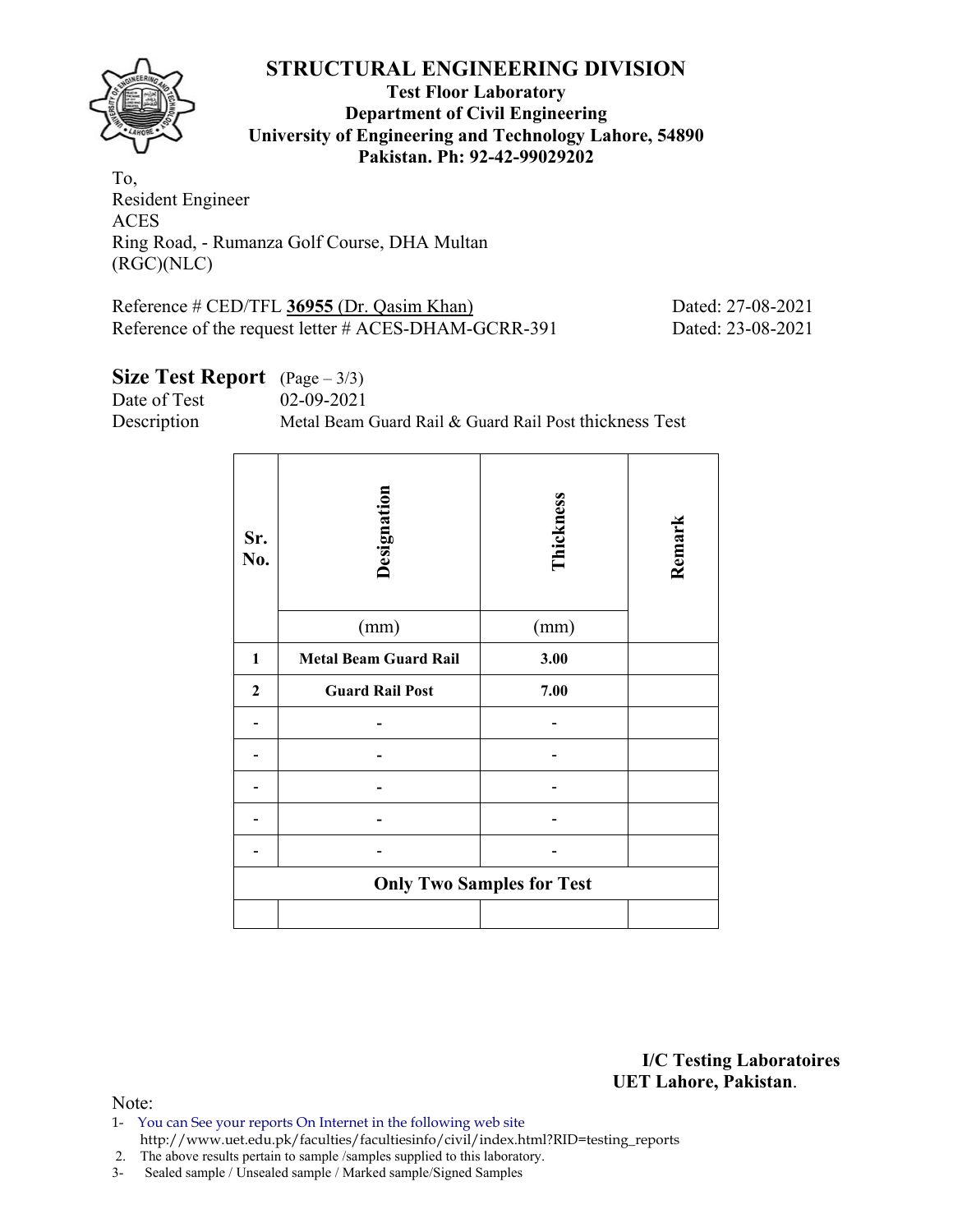# STRUCTURAL ENGINEERING DIVISION

**Test Floor Laboratory**
**Department of Civil Engineering**
**University of Engineering and Technology Lahore, 54890**
**Pakistan. Ph: 92-42-99029202**

To,
Resident Engineer
ACES
Ring Road, - Rumanza Golf Course, DHA Multan
(RGC)(NLC)

Reference # CED/TFL **36955** (Dr. Qasim Khan) Dated: 27-08-2021
Reference of the request letter # ACES-DHAM-GCRR-391 Dated: 23-08-2021

**Size Test Report** (Page – 3/3)
Date of Test 02-09-2021
Description Metal Beam Guard Rail & Guard Rail Post thickness Test

| Sr. No. | Designation | Thickness | Remark |
|---|---|---|---|
| | (mm) | (mm) | |
| **1** | **Metal Beam Guard Rail** | **3.00** | |
| **2** | **Guard Rail Post** | **7.00** | |
| - | - | - | |
| - | - | - | |
| - | - | - | |
| - | - | - | |
| - | - | - | |
| **Only Two Samples for Test** | | | |
| | | | |

**I/C Testing Laboratoires**
**UET Lahore, Pakistan**.

Note:
1- You can See your reports On Internet in the following web site
http://www.uet.edu.pk/faculties/facultiesinfo/civil/index.html?RID=testing_reports
2. The above results pertain to sample /samples supplied to this laboratory.
3- Sealed sample / Unsealed sample / Marked sample/Signed Samples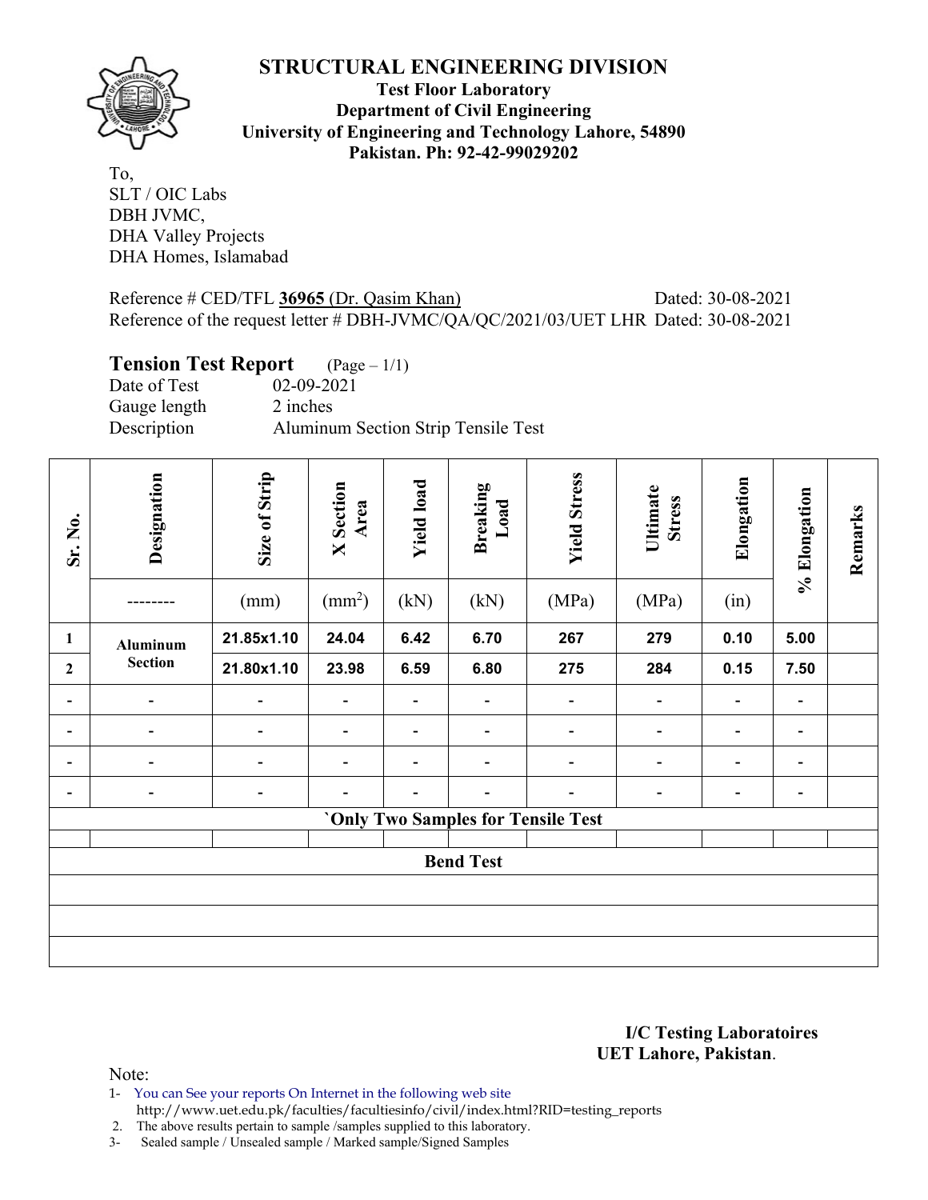# STRUCTURAL ENGINEERING DIVISION

**Test Floor Laboratory**
**Department of Civil Engineering**
**University of Engineering and Technology Lahore, 54890**
**Pakistan. Ph: 92-42-99029202**

To,
SLT / OIC Labs
DBH JVMC,
DHA Valley Projects
DHA Homes, Islamabad

Reference # CED/TFL **36965** (Dr. Qasim Khan) Dated: 30-08-2021
Reference of the request letter # DBH-JVMC/QA/QC/2021/03/UET LHR Dated: 30-08-2021

## Tension Test Report (Page – 1/1)

Date of Test 02-09-2021
Gauge length 2 inches
Description Aluminum Section Strip Tensile Test

| Sr. No. | Designation | Size of Strip | X Section Area | Yield load | Breaking Load | Yield Stress | Ultimate Stress | Elongation | % Elongation | Remarks |
|---|---|---|---|---|---|---|---|---|---|---|
| | -------- | (mm) | ($mm^2$) | (kN) | (kN) | (MPa) | (MPa) | (in) | | |
| 1 | **Aluminum Section** | **21.85x1.10** | **24.04** | **6.42** | **6.70** | **267** | **279** | **0.10** | **5.00** | |
| 2 | | **21.80x1.10** | **23.98** | **6.59** | **6.80** | **275** | **284** | **0.15** | **7.50** | |
| - | - | - | - | - | - | - | - | - | - | |
| - | - | - | - | - | - | - | - | - | - | |
| - | - | - | - | - | - | - | - | - | - | |
| - | - | - | - | - | - | - | - | - | - | |
| **`Only Two Samples for Tensile Test** | | | | | | | | | | |
| | | | | | | | | | | |
| **Bend Test** | | | | | | | | | | |
| | | | | | | | | | | |
| | | | | | | | | | | |
| | | | | | | | | | | |

**I/C Testing Laboratoires**
**UET Lahore, Pakistan**.

Note:
1- You can See your reports On Internet in the following web site
http://www.uet.edu.pk/faculties/facultiesinfo/civil/index.html?RID=testing_reports
2. The above results pertain to sample /samples supplied to this laboratory.
3- Sealed sample / Unsealed sample / Marked sample/Signed Samples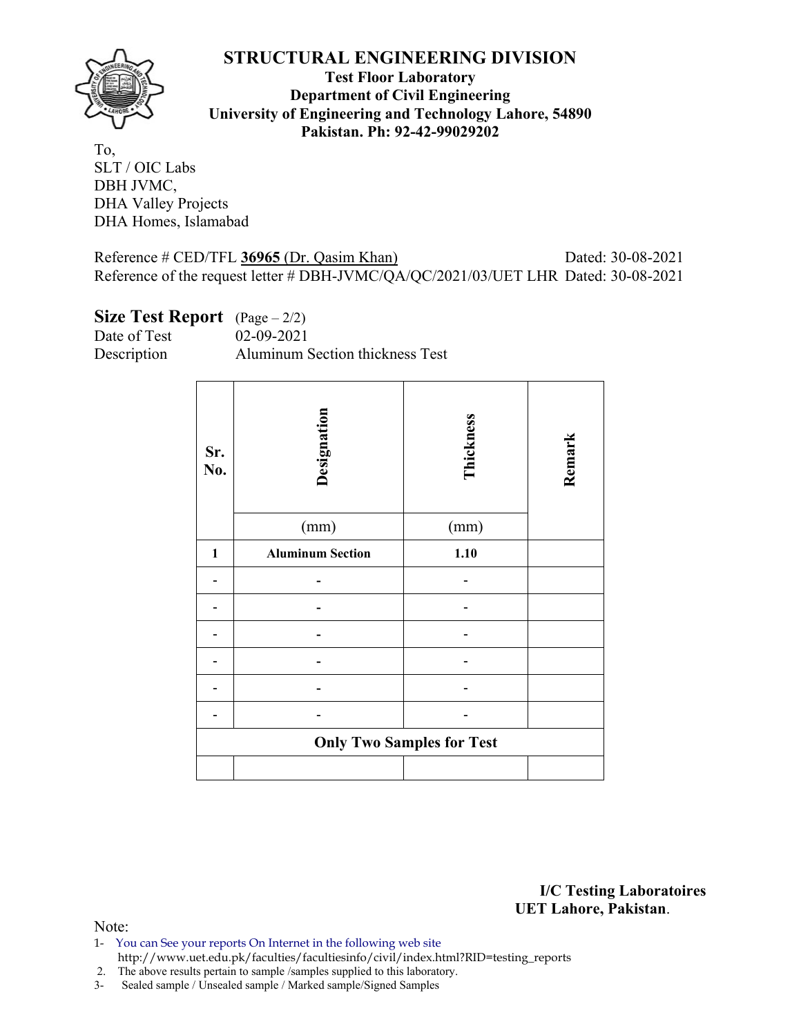# STRUCTURAL ENGINEERING DIVISION

**Test Floor Laboratory**
**Department of Civil Engineering**
**University of Engineering and Technology Lahore, 54890**
**Pakistan. Ph: 92-42-99029202**

To,
SLT / OIC Labs
DBH JVMC,
DHA Valley Projects
DHA Homes, Islamabad

Reference # CED/TFL **36965** (Dr. Qasim Khan) Dated: 30-08-2021
Reference of the request letter # DBH-JVMC/QA/QC/2021/03/UET LHR Dated: 30-08-2021

**Size Test Report** (Page – 2/2)
Date of Test 02-09-2021
Description Aluminum Section thickness Test

| Sr. No. | Designation | Thickness | Remark |
|---|---|---|---|
| | (mm) | (mm) | |
| **1** | **Aluminum Section** | **1.10** | |
| - | - | - | |
| - | - | - | |
| - | - | - | |
| - | - | - | |
| - | - | - | |
| - | - | - | |
| **Only Two Samples for Test** | | | |
| | | | |

**I/C Testing Laboratoires**
**UET Lahore, Pakistan**.

Note:
1- You can See your reports On Internet in the following web site
http://www.uet.edu.pk/faculties/facultiesinfo/civil/index.html?RID=testing_reports
2. The above results pertain to sample /samples supplied to this laboratory.
3- Sealed sample / Unsealed sample / Marked sample/Signed Samples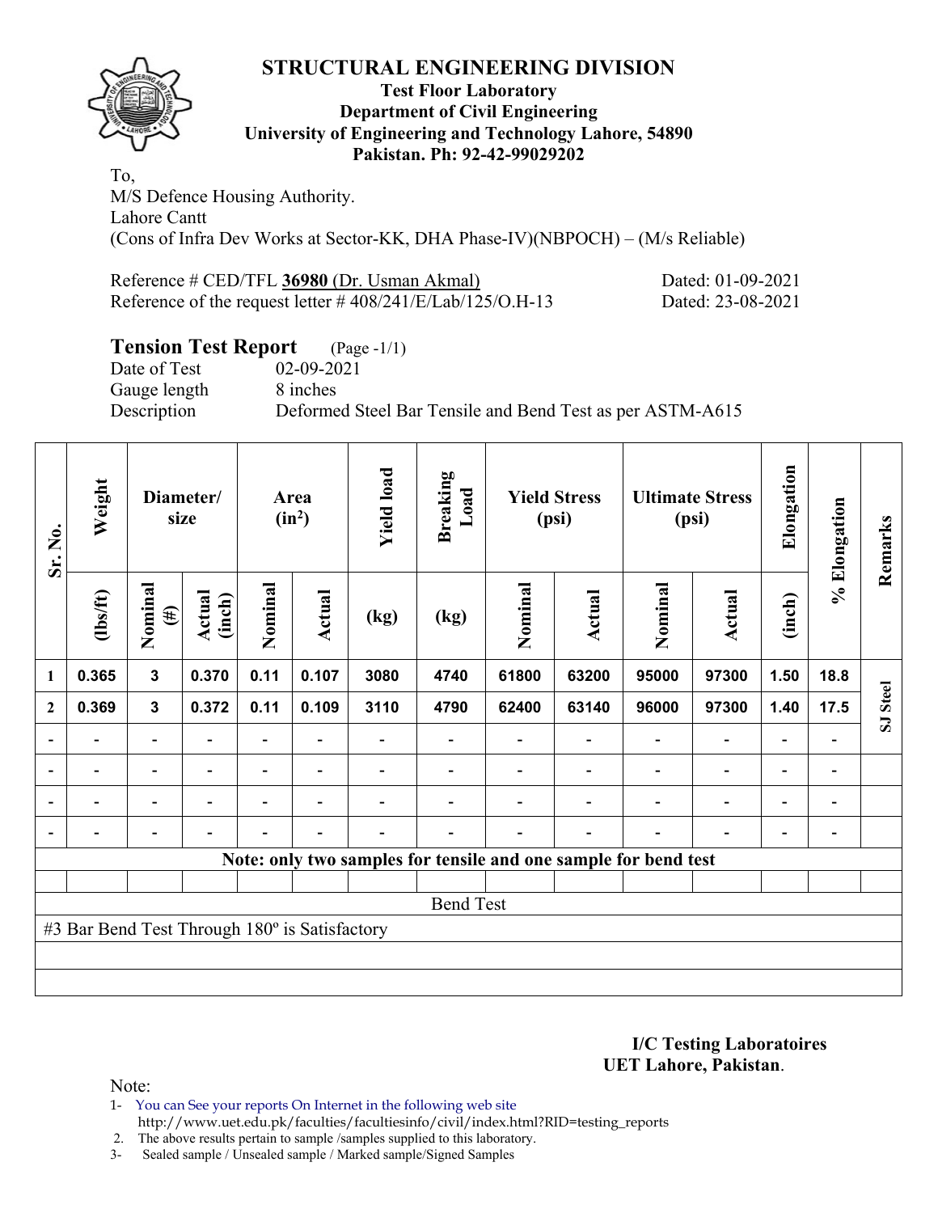# STRUCTURAL ENGINEERING DIVISION

**Test Floor Laboratory**
**Department of Civil Engineering**
**University of Engineering and Technology Lahore, 54890**
**Pakistan. Ph: 92-42-99029202**

To,
M/S Defence Housing Authority.
Lahore Cantt
(Cons of Infra Dev Works at Sector-KK, DHA Phase-IV)(NBPOCH) – (M/s Reliable)

Reference # CED/TFL **36980** (Dr. Usman Akmal) Dated: 01-09-2021
Reference of the request letter # 408/241/E/Lab/125/O.H-13 Dated: 23-08-2021

## Tension Test Report (Page -1/1)

Date of Test 02-09-2021
Gauge length 8 inches
Description Deformed Steel Bar Tensile and Bend Test as per ASTM-A615

| Sr. No. | Weight | Diameter/ size | | Area ($in^2$) | | Yield load | Breaking Load | Yield Stress (psi) | | Ultimate Stress (psi) | | Elongation | % Elongation | Remarks |
|---|---|---|---|---|---|---|---|---|---|---|---|---|---|---|
| | (lbs/ft) | Nominal (#) | Actual (inch) | Nominal | Actual | (kg) | (kg) | Nominal | Actual | Nominal | Actual | (inch) | | |
| 1 | 0.365 | 3 | 0.370 | 0.11 | 0.107 | 3080 | 4740 | 61800 | 63200 | 95000 | 97300 | 1.50 | 18.8 | SJ Steel |
| 2 | 0.369 | 3 | 0.372 | 0.11 | 0.109 | 3110 | 4790 | 62400 | 63140 | 96000 | 97300 | 1.40 | 17.5 | |
| - | - | - | - | - | - | - | - | - | - | - | - | - | - | |
| - | - | - | - | - | - | - | - | - | - | - | - | - | - | |
| - | - | - | - | - | - | - | - | - | - | - | - | - | - | |
| - | - | - | - | - | - | - | - | - | - | - | - | - | - | |
| **Note: only two samples for tensile and one sample for bend test** | | | | | | | | | | | | | | |
| Bend Test | | | | | | | | | | | | | | |
| #3 Bar Bend Test Through 180º is Satisfactory | | | | | | | | | | | | | | |

**I/C Testing Laboratoires**
**UET Lahore, Pakistan**.

Note:
1- You can See your reports On Internet in the following web site
http://www.uet.edu.pk/faculties/facultiesinfo/civil/index.html?RID=testing_reports
2. The above results pertain to sample /samples supplied to this laboratory.
3- Sealed sample / Unsealed sample / Marked sample/Signed Samples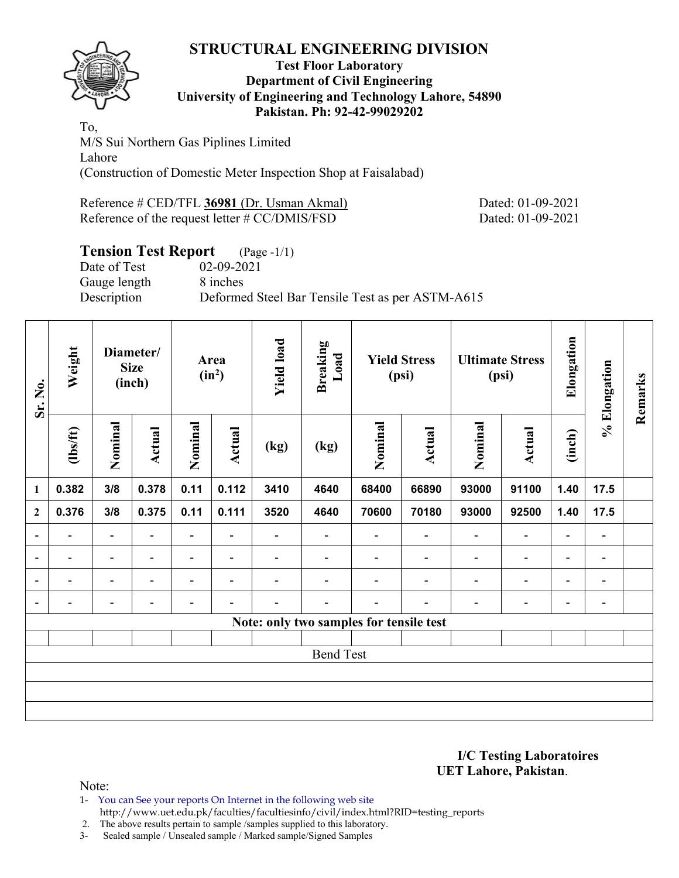# STRUCTURAL ENGINEERING DIVISION

**Test Floor Laboratory**
**Department of Civil Engineering**
**University of Engineering and Technology Lahore, 54890**
**Pakistan. Ph: 92-42-99029202**

To,
M/S Sui Northern Gas Piplines Limited
Lahore
(Construction of Domestic Meter Inspection Shop at Faisalabad)

Reference # CED/TFL **36981** (Dr. Usman Akmal) Dated: 01-09-2021
Reference of the request letter # CC/DMIS/FSD Dated: 01-09-2021

## Tension Test Report (Page -1/1)

Date of Test 02-09-2021
Gauge length 8 inches
Description Deformed Steel Bar Tensile Test as per ASTM-A615

| Sr. No. | Weight | Diameter/ Size (inch) | | Area ($in^2$) | | Yield load | Breaking Load | Yield Stress (psi) | | Ultimate Stress (psi) | | Elongation | % Elongation | Remarks |
|---|---|---|---|---|---|---|---|---|---|---|---|---|---|---|
| | (lbs/ft) | Nominal | Actual | Nominal | Actual | (kg) | (kg) | Nominal | Actual | Nominal | Actual | (inch) | | |
| 1 | 0.382 | 3/8 | 0.378 | 0.11 | 0.112 | 3410 | 4640 | 68400 | 66890 | 93000 | 91100 | 1.40 | 17.5 | |
| 2 | 0.376 | 3/8 | 0.375 | 0.11 | 0.111 | 3520 | 4640 | 70600 | 70180 | 93000 | 92500 | 1.40 | 17.5 | |
| - | - | - | - | - | - | - | - | - | - | - | - | - | - | |
| - | - | - | - | - | - | - | - | - | - | - | - | - | - | |
| - | - | - | - | - | - | - | - | - | - | - | - | - | - | |
| - | - | - | - | - | - | - | - | - | - | - | - | - | - | |
| **Note: only two samples for tensile test** | | | | | | | | | | | | | | |
| | | | | | | | | | | | | | | |
| Bend Test | | | | | | | | | | | | | | |
| | | | | | | | | | | | | | | |
| | | | | | | | | | | | | | | |
| | | | | | | | | | | | | | | |

**I/C Testing Laboratoires**
**UET Lahore, Pakistan**.

Note:

1- You can See your reports On Internet in the following web site
http://www.uet.edu.pk/faculties/facultiesinfo/civil/index.html?RID=testing_reports

2. The above results pertain to sample /samples supplied to this laboratory.

3- Sealed sample / Unsealed sample / Marked sample/Signed Samples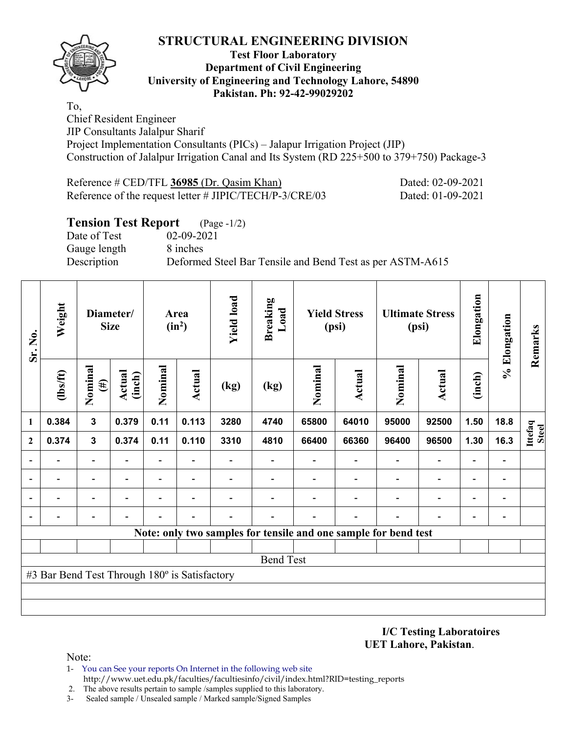# STRUCTURAL ENGINEERING DIVISION

**Test Floor Laboratory**
**Department of Civil Engineering**
**University of Engineering and Technology Lahore, 54890**
**Pakistan. Ph: 92-42-99029202**

To,
Chief Resident Engineer
JIP Consultants Jalalpur Sharif
Project Implementation Consultants (PICs) – Jalapur Irrigation Project (JIP)
Construction of Jalalpur Irrigation Canal and Its System (RD 225+500 to 379+750) Package-3

Reference # CED/TFL **36985** (Dr. Qasim Khan) Dated: 02-09-2021
Reference of the request letter # JIPIC/TECH/P-3/CRE/03 Dated: 01-09-2021

## Tension Test Report (Page -1/2)

Date of Test 02-09-2021
Gauge length 8 inches
Description Deformed Steel Bar Tensile and Bend Test as per ASTM-A615

| Sr. No. | Weight | Diameter/ Size | | Area ($in^2$) | | Yield load | Breaking Load | Yield Stress (psi) | | Ultimate Stress (psi) | | Elongation | % Elongation | Remarks |
|---|---|---|---|---|---|---|---|---|---|---|---|---|---|---|
| | (lbs/ft) | Nominal (#) | Actual (inch) | Nominal | Actual | (kg) | (kg) | Nominal | Actual | Nominal | Actual | (inch) | | |
| 1 | 0.384 | 3 | 0.379 | 0.11 | 0.113 | 3280 | 4740 | 65800 | 64010 | 95000 | 92500 | 1.50 | 18.8 | Ittefaq Steel |
| 2 | 0.374 | 3 | 0.374 | 0.11 | 0.110 | 3310 | 4810 | 66400 | 66360 | 96400 | 96500 | 1.30 | 16.3 | |
| - | - | - | - | - | - | - | - | - | - | - | - | - | - | |
| - | - | - | - | - | - | - | - | - | - | - | - | - | - | |
| - | - | - | - | - | - | - | - | - | - | - | - | - | - | |
| - | - | - | - | - | - | - | - | - | - | - | - | - | - | |
| **Note: only two samples for tensile and one sample for bend test** | | | | | | | | | | | | | | |
| | | | | | | | | | | | | | | |
| Bend Test | | | | | | | | | | | | | | |
| #3 Bar Bend Test Through 180º is Satisfactory | | | | | | | | | | | | | | |

**I/C Testing Laboratoires**
**UET Lahore, Pakistan**.

Note:
1- You can See your reports On Internet in the following web site
http://www.uet.edu.pk/faculties/facultiesinfo/civil/index.html?RID=testing_reports
2. The above results pertain to sample /samples supplied to this laboratory.
3- Sealed sample / Unsealed sample / Marked sample/Signed Samples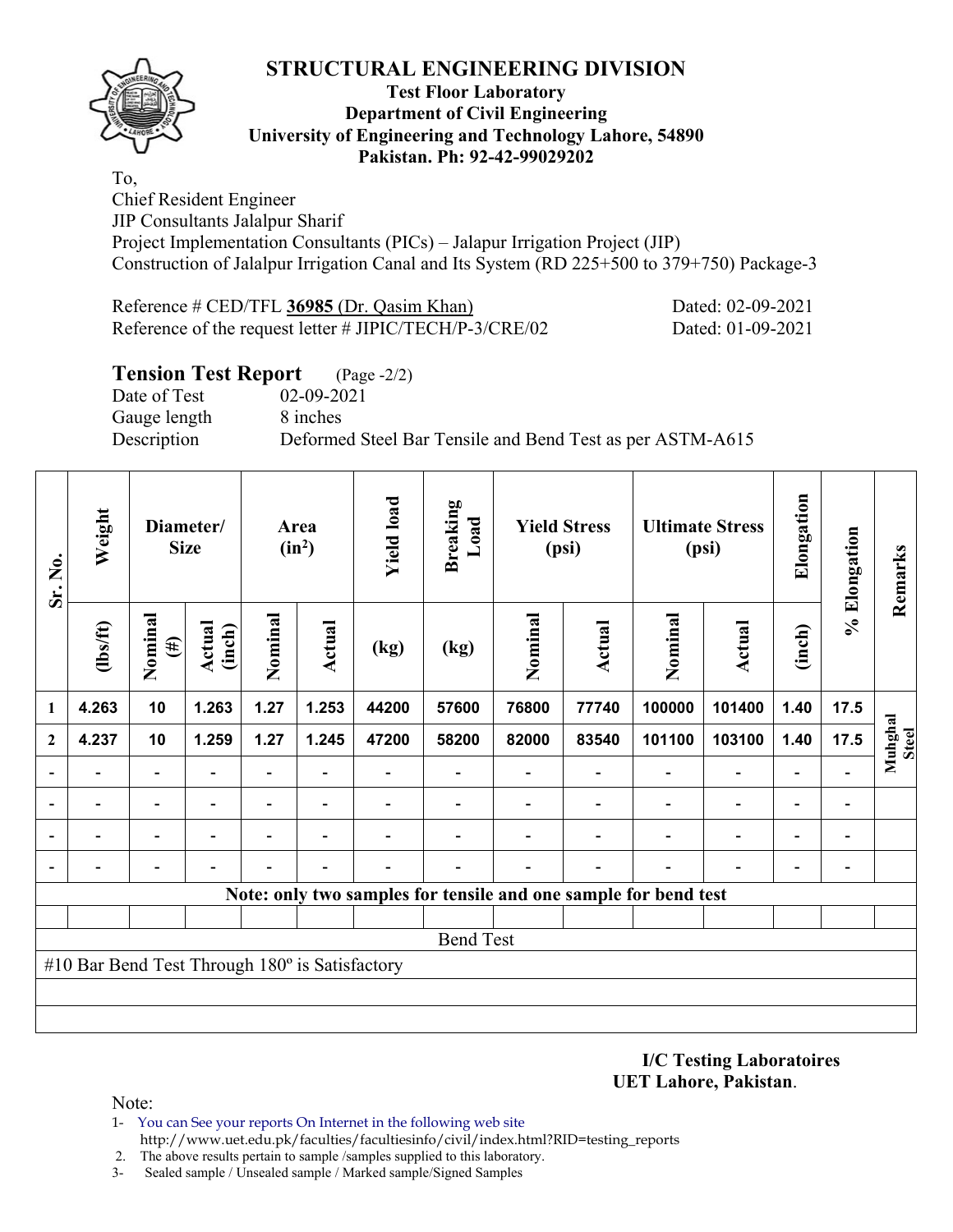# STRUCTURAL ENGINEERING DIVISION

**Test Floor Laboratory**
**Department of Civil Engineering**
**University of Engineering and Technology Lahore, 54890**
**Pakistan. Ph: 92-42-99029202**

To,
Chief Resident Engineer
JIP Consultants Jalalpur Sharif
Project Implementation Consultants (PICs) – Jalapur Irrigation Project (JIP)
Construction of Jalalpur Irrigation Canal and Its System (RD 225+500 to 379+750) Package-3

Reference # CED/TFL **36985** (Dr. Qasim Khan) Dated: 02-09-2021
Reference of the request letter # JIPIC/TECH/P-3/CRE/02 Dated: 01-09-2021

## Tension Test Report (Page -2/2)

Date of Test 02-09-2021
Gauge length 8 inches
Description Deformed Steel Bar Tensile and Bend Test as per ASTM-A615

| Sr. No. | Weight | Diameter/ Size | | Area ($in^2$) | | Yield load | Breaking Load | Yield Stress (psi) | | Ultimate Stress (psi) | | Elongation | % Elongation | Remarks |
|---|---|---|---|---|---|---|---|---|---|---|---|---|---|---|
| | (lbs/ft) | Nominal (#) | Actual (inch) | Nominal | Actual | (kg) | (kg) | Nominal | Actual | Nominal | Actual | (inch) | | |
| 1 | 4.263 | 10 | 1.263 | 1.27 | 1.253 | 44200 | 57600 | 76800 | 77740 | 100000 | 101400 | 1.40 | 17.5 | Muhgal Steel |
| 2 | 4.237 | 10 | 1.259 | 1.27 | 1.245 | 47200 | 58200 | 82000 | 83540 | 101100 | 103100 | 1.40 | 17.5 | |
| - | - | - | - | - | - | - | - | - | - | - | - | - | - | |
| - | - | - | - | - | - | - | - | - | - | - | - | - | - | |
| - | - | - | - | - | - | - | - | - | - | - | - | - | - | |
| - | - | - | - | - | - | - | - | - | - | - | - | - | - | |
| Note: only two samples for tensile and one sample for bend test | | | | | | | | | | | | | | |
| Bend Test | | | | | | | | | | | | | | |
| #10 Bar Bend Test Through 180º is Satisfactory | | | | | | | | | | | | | | |

**I/C Testing Laboratoires**
**UET Lahore, Pakistan**.

Note:
1- You can See your reports On Internet in the following web site
http://www.uet.edu.pk/faculties/facultiesinfo/civil/index.html?RID=testing_reports
2. The above results pertain to sample /samples supplied to this laboratory.
3- Sealed sample / Unsealed sample / Marked sample/Signed Samples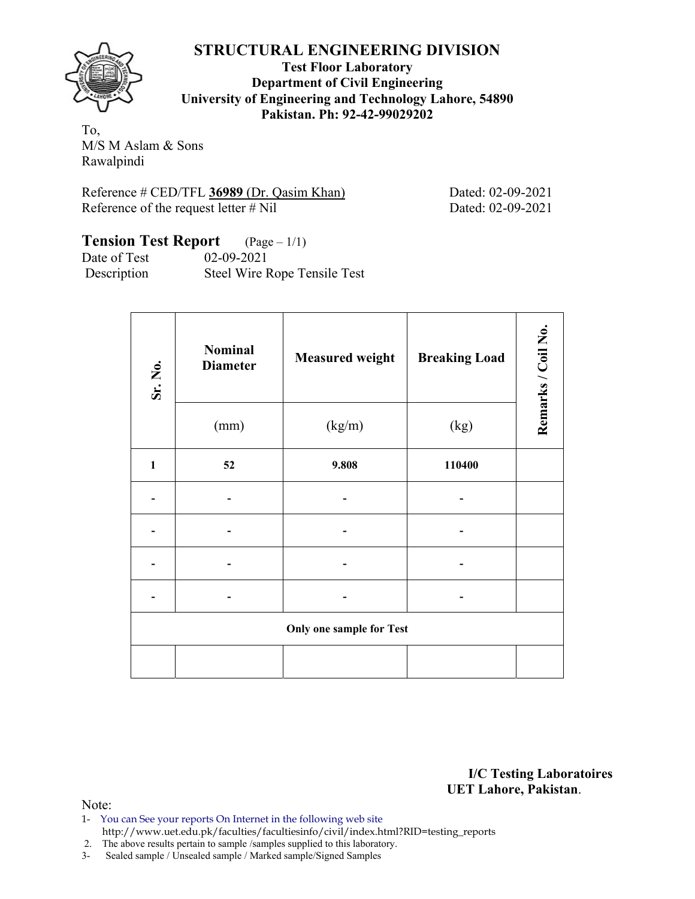# STRUCTURAL ENGINEERING DIVISION

**Test Floor Laboratory**
**Department of Civil Engineering**
**University of Engineering and Technology Lahore, 54890**
**Pakistan. Ph: 92-42-99029202**

To,
M/S M Aslam & Sons
Rawalpindi

Reference # CED/TFL **36989** (Dr. Qasim Khan) Dated: 02-09-2021
Reference of the request letter # Nil Dated: 02-09-2021

## Tension Test Report (Page – 1/1)

Date of Test 02-09-2021
Description Steel Wire Rope Tensile Test

| Sr. No. | Nominal Diameter | Measured weight | Breaking Load | Remarks / Coil No. |
|---|---|---|---|---|
| | (mm) | (kg/m) | (kg) | |
| **1** | **52** | **9.808** | **110400** | |
| - | - | - | - | |
| - | - | - | - | |
| - | - | - | - | |
| - | - | - | - | |
| **Only one sample for Test** | | | | |
| | | | | |

**I/C Testing Laboratoires**
**UET Lahore, Pakistan**.

Note:
1- You can See your reports On Internet in the following web site
http://www.uet.edu.pk/faculties/facultiesinfo/civil/index.html?RID=testing_reports
2. The above results pertain to sample /samples supplied to this laboratory.
3- Sealed sample / Unsealed sample / Marked sample/Signed Samples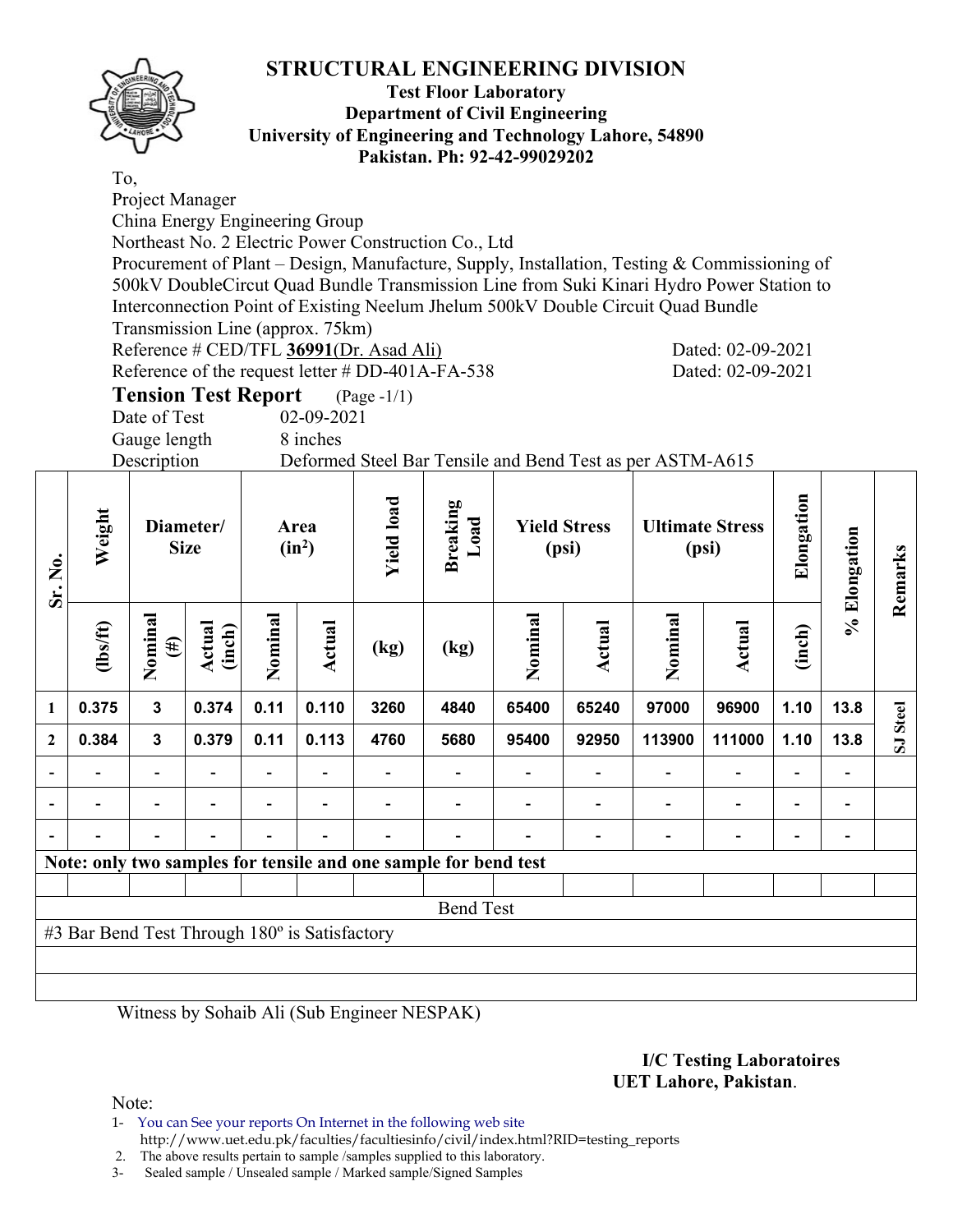# STRUCTURAL ENGINEERING DIVISION

**Test Floor Laboratory**
**Department of Civil Engineering**
**University of Engineering and Technology Lahore, 54890**
**Pakistan. Ph: 92-42-99029202**

To,
Project Manager
China Energy Engineering Group
Northeast No. 2 Electric Power Construction Co., Ltd
Procurement of Plant – Design, Manufacture, Supply, Installation, Testing & Commissioning of 500kV DoubleCircut Quad Bundle Transmission Line from Suki Kinari Hydro Power Station to Interconnection Point of Existing Neelum Jhelum 500kV Double Circuit Quad Bundle Transmission Line (approx. 75km)
Reference # CED/TFL **36991**(Dr. Asad Ali) Dated: 02-09-2021
Reference of the request letter # DD-401A-FA-538 Dated: 02-09-2021

**Tension Test Report** (Page -1/1)
Date of Test 02-09-2021
Gauge length 8 inches
Description Deformed Steel Bar Tensile and Bend Test as per ASTM-A615

| Sr. No. | Weight | Diameter/ Size | | Area ($in^2$) | | Yield load | Breaking Load | Yield Stress (psi) | | Ultimate Stress (psi) | | Elongation | % Elongation | Remarks |
|---|---|---|---|---|---|---|---|---|---|---|---|---|---|---|
| | (lbs/ft) | Nominal (#) | Actual (inch) | Nominal | Actual | (kg) | (kg) | Nominal | Actual | Nominal | Actual | (inch) | | |
| 1 | 0.375 | 3 | 0.374 | 0.11 | 0.110 | 3260 | 4840 | 65400 | 65240 | 97000 | 96900 | 1.10 | 13.8 | SJ Steel |
| 2 | 0.384 | 3 | 0.379 | 0.11 | 0.113 | 4760 | 5680 | 95400 | 92950 | 113900 | 111000 | 1.10 | 13.8 | |
| - | - | - | - | - | - | - | - | - | - | - | - | - | - | |
| - | - | - | - | - | - | - | - | - | - | - | - | - | - | |
| - | - | - | - | - | - | - | - | - | - | - | - | - | - | |

**Note: only two samples for tensile and one sample for bend test**

Bend Test

#3 Bar Bend Test Through 180º is Satisfactory

Witness by Sohaib Ali (Sub Engineer NESPAK)

**I/C Testing Laboratoires**
**UET Lahore, Pakistan**.

Note:
1- You can See your reports On Internet in the following web site
http://www.uet.edu.pk/faculties/facultiesinfo/civil/index.html?RID=testing_reports
2. The above results pertain to sample /samples supplied to this laboratory.
3- Sealed sample / Unsealed sample / Marked sample/Signed Samples